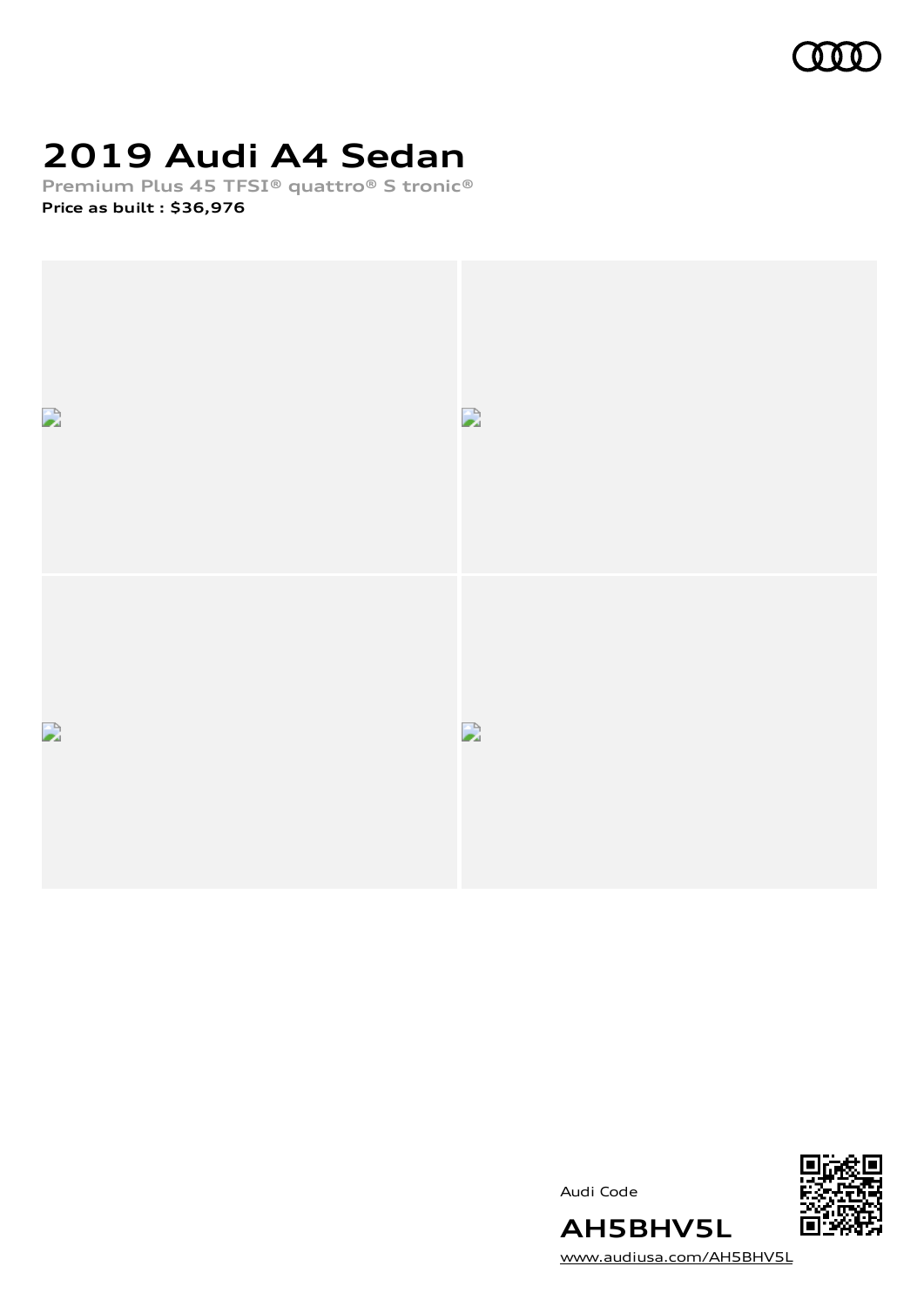# 2019 Audi A4 Sedan

**Premium Plus 45 TFSI® quattro® S tronic®**

**Price as built : $36,976**

Audi Code

**AH5BHV5L**

www.audiusa.com/AH5BHV5L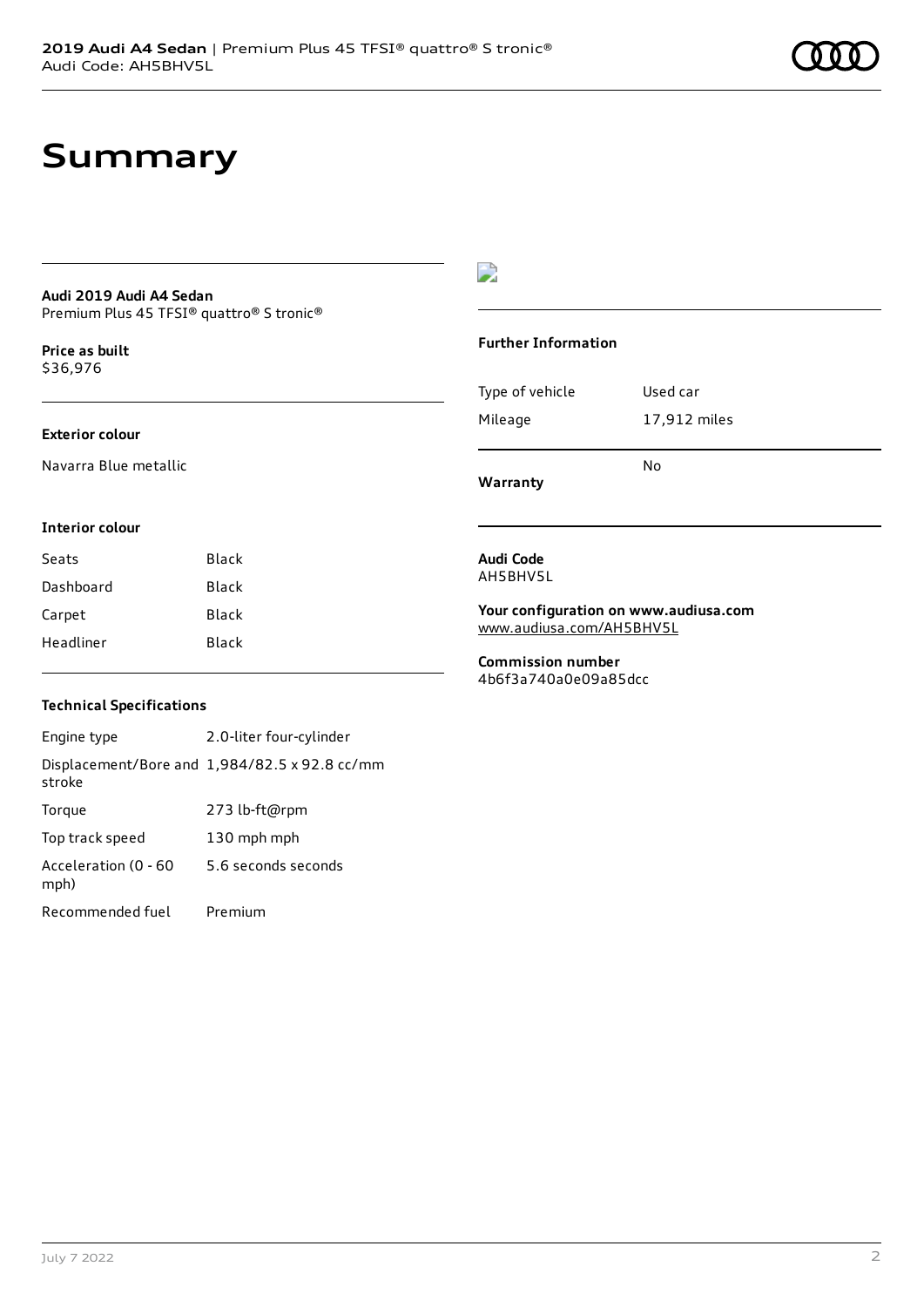# Summary

**Audi 2019 Audi A4 Sedan**
Premium Plus 45 TFSI® quattro® S tronic®

**Price as built**
$36,976

**Exterior colour**

Navarra Blue metallic

**Interior colour**

| Seats | Black |
|---|---|
| Dashboard | Black |
| Carpet | Black |
| Headliner | Black |

**Technical Specifications**

| Engine type | 2.0-liter four-cylinder |
|---|---|
| Displacement/Bore and stroke | 1,984/82.5 x 92.8 cc/mm |
| Torque | 273 lb-ft@rpm |
| Top track speed | 130 mph mph |
| Acceleration (0 - 60 mph) | 5.6 seconds seconds |
| Recommended fuel | Premium |

**Further Information**

| Type of vehicle | Used car |
|---|---|
| Mileage | 17,912 miles |
| **Warranty** | No |

**Audi Code**
AH5BHV5L

**Your configuration on www.audiusa.com**
www.audiusa.com/AH5BHV5L

**Commission number**
4b6f3a740a0e09a85dcc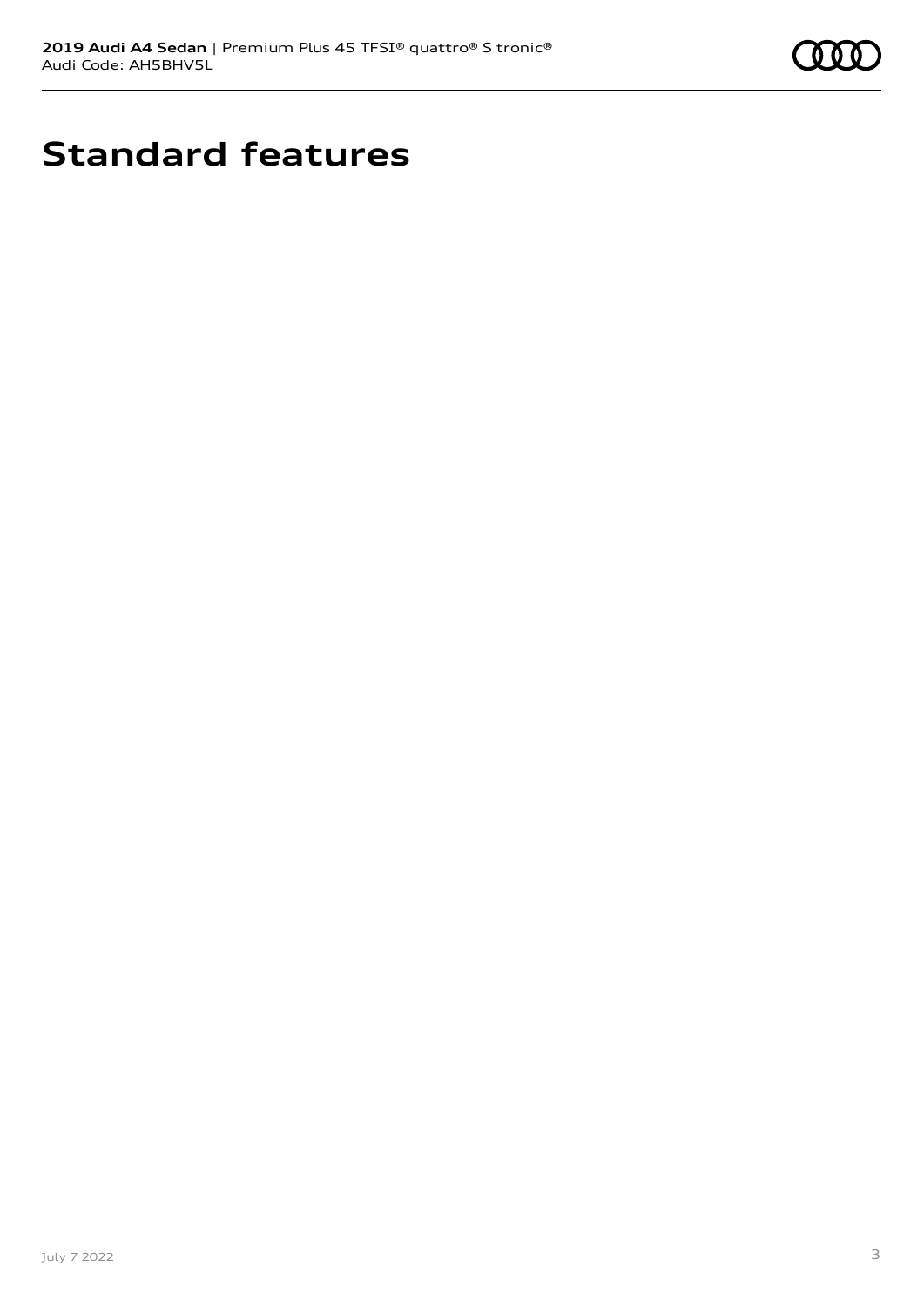# Standard features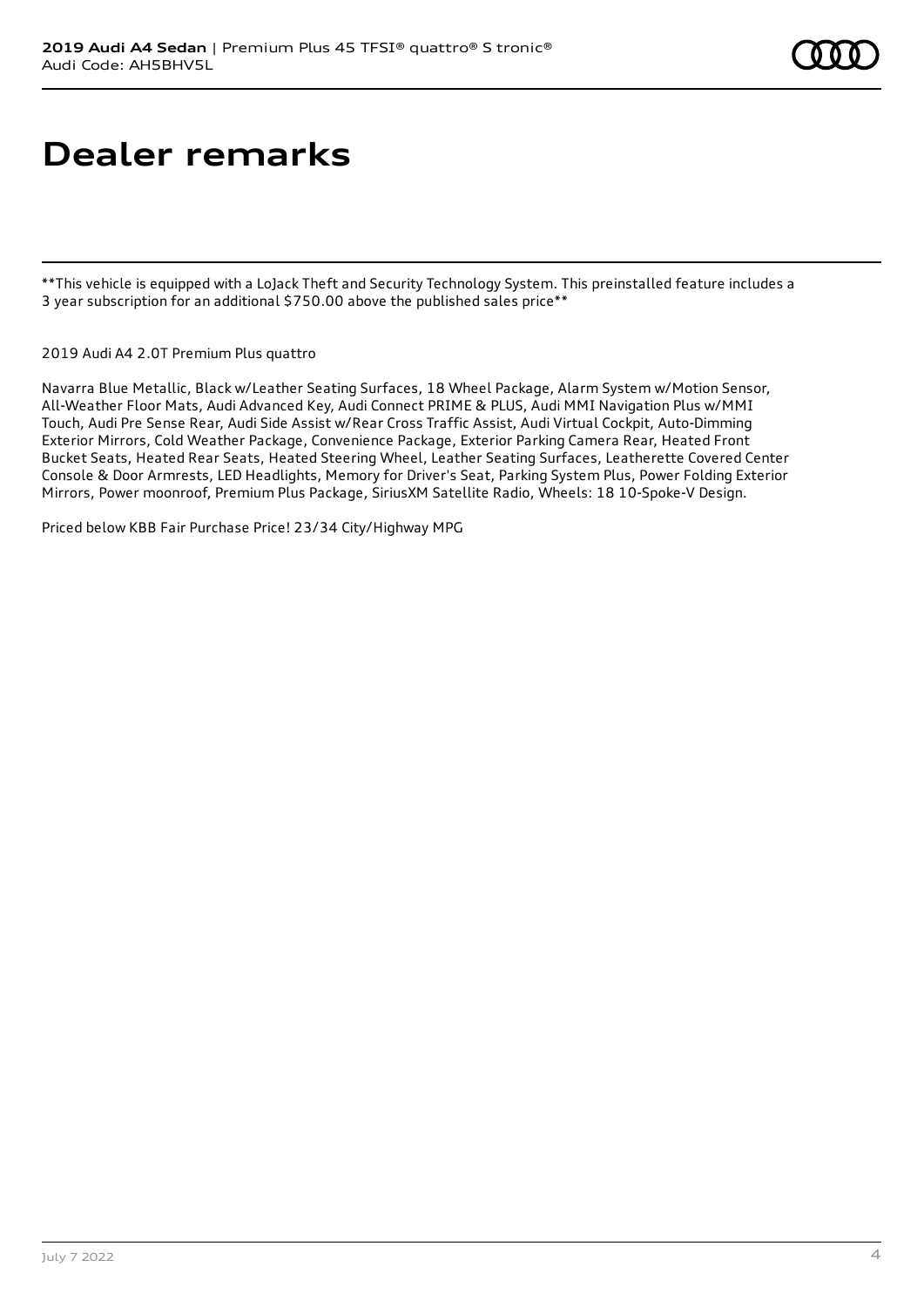# Dealer remarks

**This vehicle is equipped with a LoJack Theft and Security Technology System. This preinstalled feature includes a 3 year subscription for an additional $750.00 above the published sales price**

2019 Audi A4 2.0T Premium Plus quattro

Navarra Blue Metallic, Black w/Leather Seating Surfaces, 18 Wheel Package, Alarm System w/Motion Sensor, All-Weather Floor Mats, Audi Advanced Key, Audi Connect PRIME & PLUS, Audi MMI Navigation Plus w/MMI Touch, Audi Pre Sense Rear, Audi Side Assist w/Rear Cross Traffic Assist, Audi Virtual Cockpit, Auto-Dimming Exterior Mirrors, Cold Weather Package, Convenience Package, Exterior Parking Camera Rear, Heated Front Bucket Seats, Heated Rear Seats, Heated Steering Wheel, Leather Seating Surfaces, Leatherette Covered Center Console & Door Armrests, LED Headlights, Memory for Driver's Seat, Parking System Plus, Power Folding Exterior Mirrors, Power moonroof, Premium Plus Package, SiriusXM Satellite Radio, Wheels: 18 10-Spoke-V Design.

Priced below KBB Fair Purchase Price! 23/34 City/Highway MPG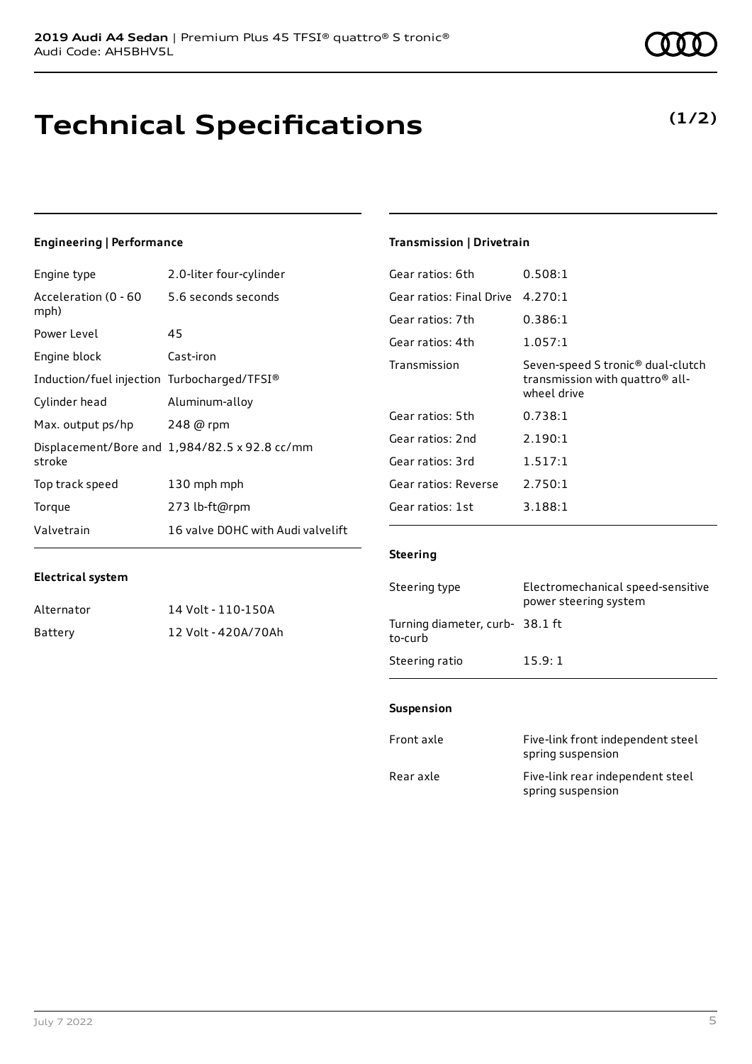**2019 Audi A4 Sedan** | Premium Plus 45 TFSI® quattro® S tronic®
Audi Code: AH5BHV5L

# Technical Specifications

**(1/2)**

### Engineering | Performance

| | |
|---|---|
| Engine type | 2.0-liter four-cylinder |
| Acceleration (0 - 60 mph) | 5.6 seconds seconds |
| Power Level | 45 |
| Engine block | Cast-iron |
| Induction/fuel injection | Turbocharged/TFSI® |
| Cylinder head | Aluminum-alloy |
| Max. output ps/hp | 248 @ rpm |
| Displacement/Bore and stroke | 1,984/82.5 x 92.8 cc/mm |
| Top track speed | 130 mph mph |
| Torque | 273 lb-ft@rpm |
| Valvetrain | 16 valve DOHC with Audi valvelift |

### Electrical system

| | |
|---|---|
| Alternator | 14 Volt - 110-150A |
| Battery | 12 Volt - 420A/70Ah |

### Transmission | Drivetrain

| | |
|---|---|
| Gear ratios: 6th | 0.508:1 |
| Gear ratios: Final Drive | 4.270:1 |
| Gear ratios: 7th | 0.386:1 |
| Gear ratios: 4th | 1.057:1 |
| Transmission | Seven-speed S tronic® dual-clutch transmission with quattro® all-wheel drive |
| Gear ratios: 5th | 0.738:1 |
| Gear ratios: 2nd | 2.190:1 |
| Gear ratios: 3rd | 1.517:1 |
| Gear ratios: Reverse | 2.750:1 |
| Gear ratios: 1st | 3.188:1 |

### Steering

| | |
|---|---|
| Steering type | Electromechanical speed-sensitive power steering system |
| Turning diameter, curb-to-curb | 38.1 ft |
| Steering ratio | 15.9: 1 |

### Suspension

| | |
|---|---|
| Front axle | Five-link front independent steel spring suspension |
| Rear axle | Five-link rear independent steel spring suspension |

July 7 2022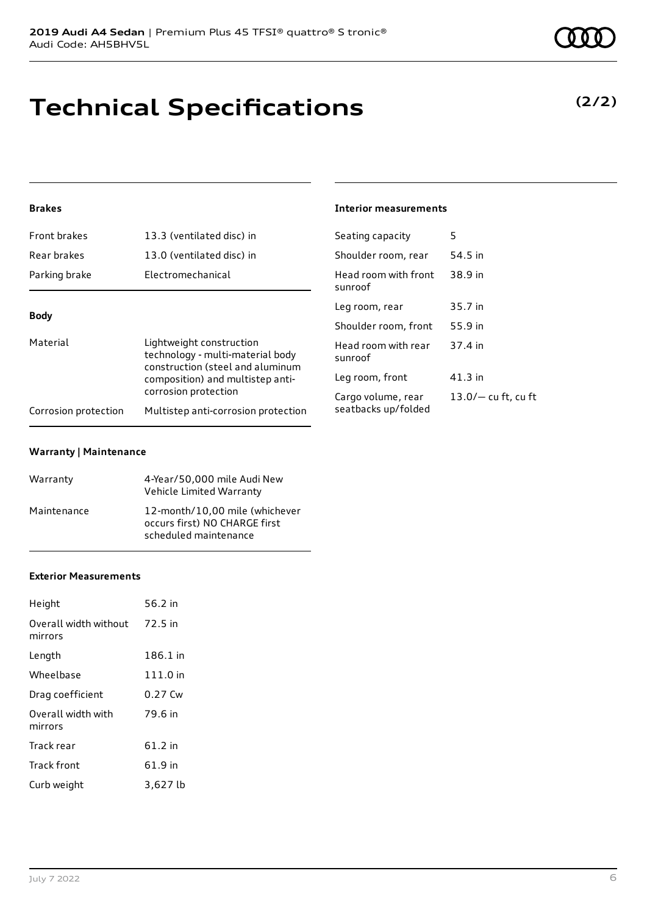# Technical Specifications

**(2/2)**

### Brakes

| | |
|---|---|
| Front brakes | 13.3 (ventilated disc) in |
| Rear brakes | 13.0 (ventilated disc) in |
| Parking brake | Electromechanical |

### Body

| | |
|---|---|
| Material | Lightweight construction technology - multi-material body construction (steel and aluminum composition) and multistep anti-corrosion protection |
| Corrosion protection | Multistep anti-corrosion protection |

### Warranty | Maintenance

| | |
|---|---|
| Warranty | 4-Year/50,000 mile Audi New Vehicle Limited Warranty |
| Maintenance | 12-month/10,00 mile (whichever occurs first) NO CHARGE first scheduled maintenance |

### Exterior Measurements

| | |
|---|---|
| Height | 56.2 in |
| Overall width without mirrors | 72.5 in |
| Length | 186.1 in |
| Wheelbase | 111.0 in |
| Drag coefficient | 0.27 Cw |
| Overall width with mirrors | 79.6 in |
| Track rear | 61.2 in |
| Track front | 61.9 in |
| Curb weight | 3,627 lb |

### Interior measurements

| | |
|---|---|
| Seating capacity | 5 |
| Shoulder room, rear | 54.5 in |
| Head room with front sunroof | 38.9 in |
| Leg room, rear | 35.7 in |
| Shoulder room, front | 55.9 in |
| Head room with rear sunroof | 37.4 in |
| Leg room, front | 41.3 in |
| Cargo volume, rear seatbacks up/folded | 13.0/— cu ft, cu ft |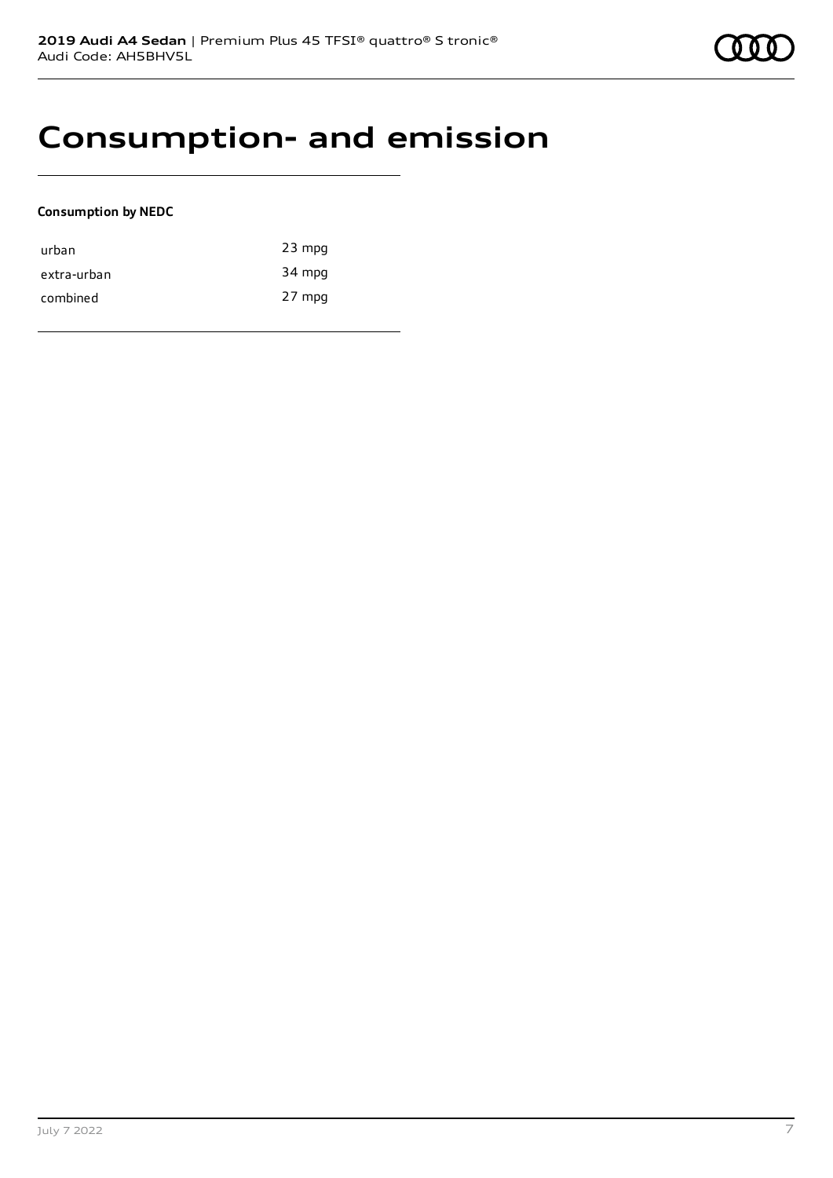# Consumption- and emission

**Consumption by NEDC**

| | |
|---|---|
| urban | 23 mpg |
| extra-urban | 34 mpg |
| combined | 27 mpg |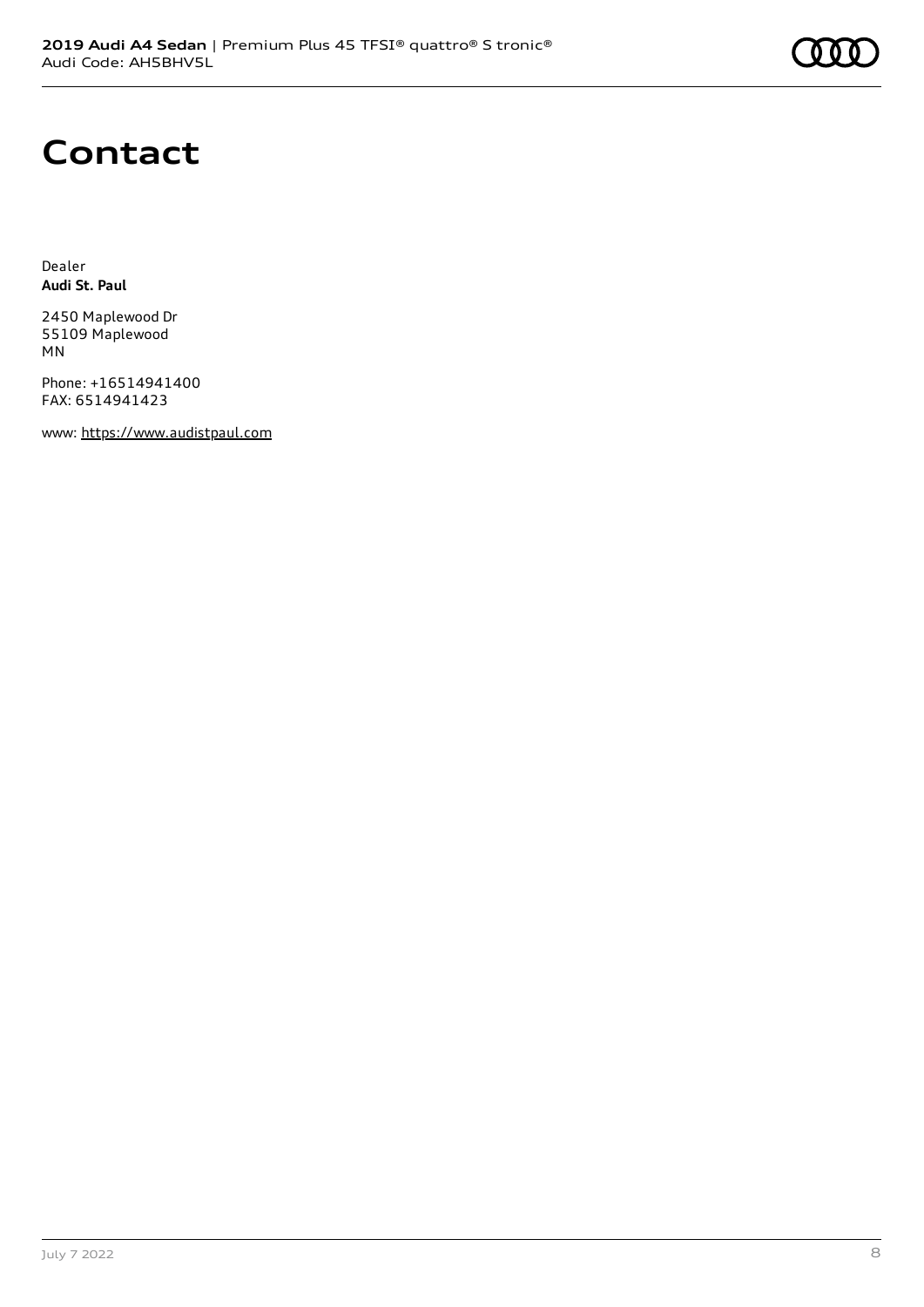# Contact

Dealer
**Audi St. Paul**

2450 Maplewood Dr
55109 Maplewood
MN

Phone: +16514941400
FAX: 6514941423

www: https://www.audistpaul.com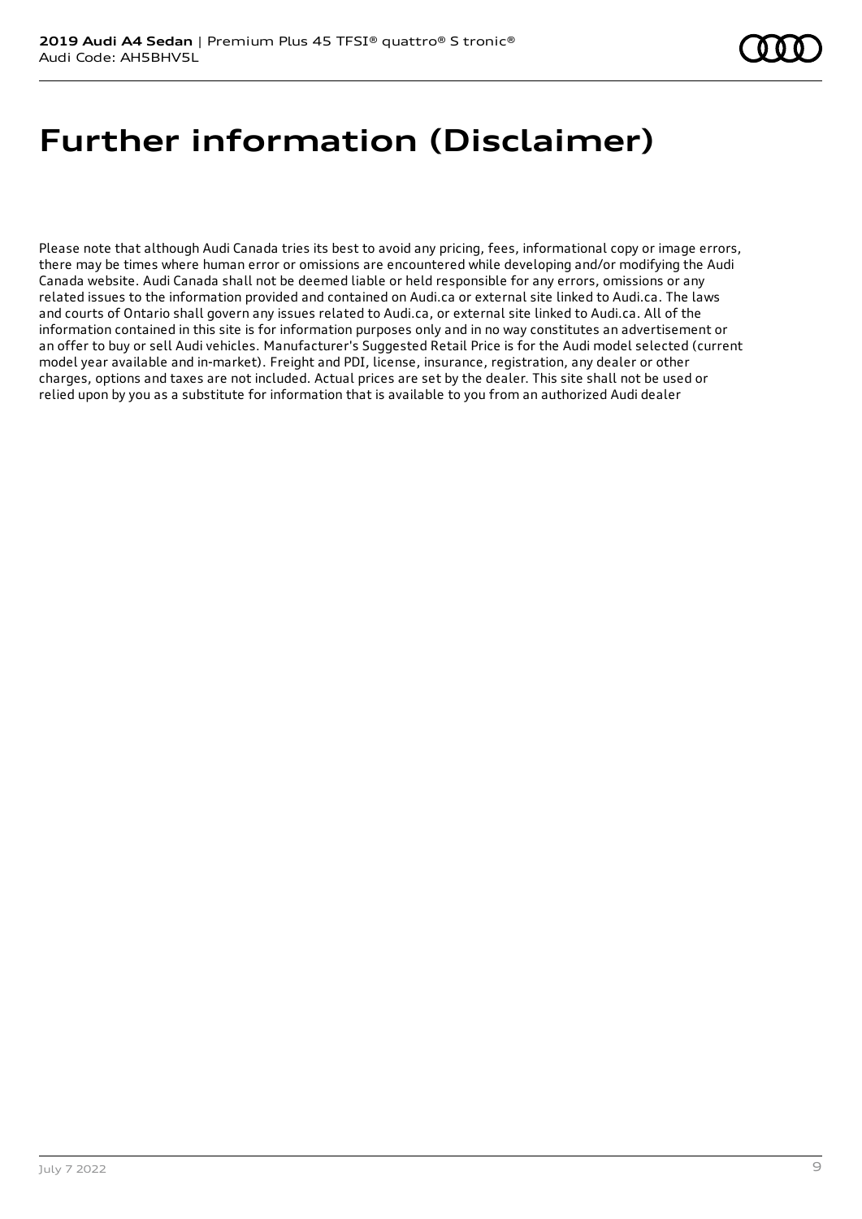# Further information (Disclaimer)

Please note that although Audi Canada tries its best to avoid any pricing, fees, informational copy or image errors, there may be times where human error or omissions are encountered while developing and/or modifying the Audi Canada website. Audi Canada shall not be deemed liable or held responsible for any errors, omissions or any related issues to the information provided and contained on Audi.ca or external site linked to Audi.ca. The laws and courts of Ontario shall govern any issues related to Audi.ca, or external site linked to Audi.ca. All of the information contained in this site is for information purposes only and in no way constitutes an advertisement or an offer to buy or sell Audi vehicles. Manufacturer's Suggested Retail Price is for the Audi model selected (current model year available and in-market). Freight and PDI, license, insurance, registration, any dealer or other charges, options and taxes are not included. Actual prices are set by the dealer. This site shall not be used or relied upon by you as a substitute for information that is available to you from an authorized Audi dealer